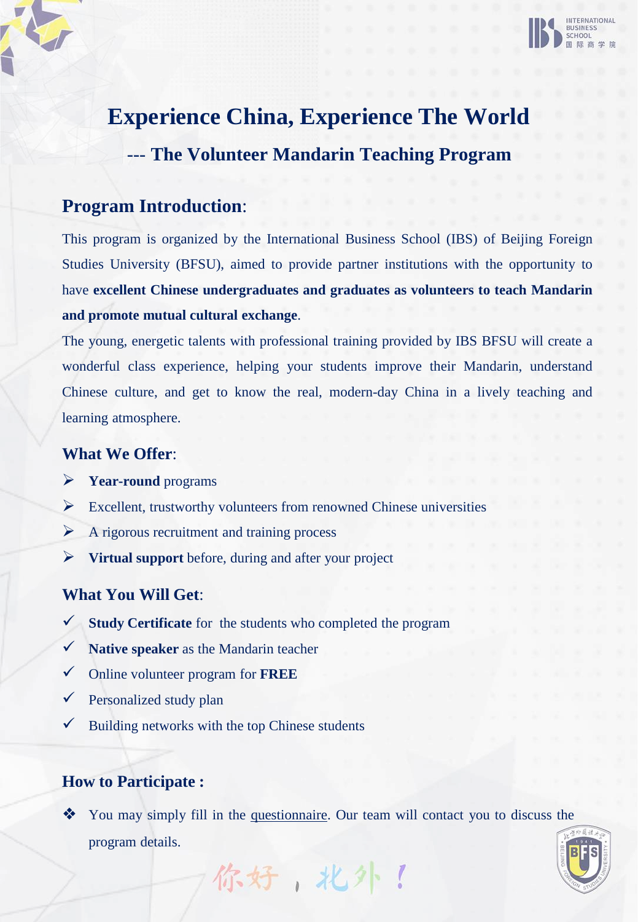# Experience China, Experience The World

## --- The Volunteer Mandarin Teaching Program

### Program Introduction:

This program is organized by the International Business School (IBS) of Beijing Foreign Studies University (BFSU), aimed to provide partner institutions with the opportunity to have **excellent Chinese undergraduates and graduates as volunteers to teach Mandarin and promote mutual cultural exchange**.

The young, energetic talents with professional training provided by IBS BFSU will create a wonderful class experience, helping your students improve their Mandarin, understand Chinese culture, and get to know the real, modern-day China in a lively teaching and learning atmosphere.

### What We Offer:

- **Year-round** programs
- Excellent, trustworthy volunteers from renowned Chinese universities
- A rigorous recruitment and training process
- **Virtual support** before, during and after your project

### What You Will Get:

- ✓ **Study Certificate** for the students who completed the program
- ✓ **Native speaker** as the Mandarin teacher
- ✓ Online volunteer program for **FREE**
- ✓ Personalized study plan
- ✓ Building networks with the top Chinese students

### How to Participate :

- You may simply fill in the questionnaire. Our team will contact you to discuss the program details.

你好，北外！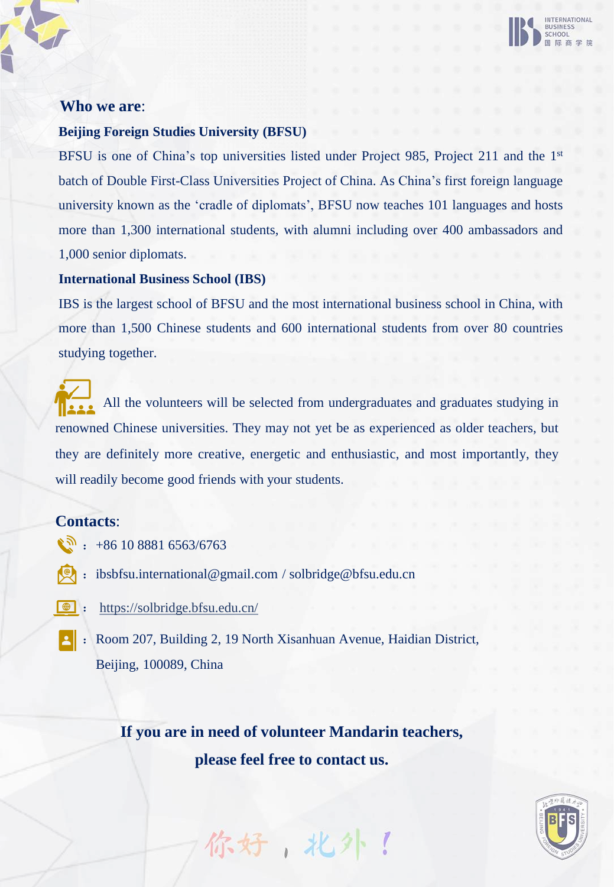## Who we are:

### Beijing Foreign Studies University (BFSU)

BFSU is one of China's top universities listed under Project 985, Project 211 and the 1st batch of Double First-Class Universities Project of China. As China's first foreign language university known as the 'cradle of diplomats', BFSU now teaches 101 languages and hosts more than 1,300 international students, with alumni including over 400 ambassadors and 1,000 senior diplomats.

### International Business School (IBS)

IBS is the largest school of BFSU and the most international business school in China, with more than 1,500 Chinese students and 600 international students from over 80 countries studying together.

All the volunteers will be selected from undergraduates and graduates studying in renowned Chinese universities. They may not yet be as experienced as older teachers, but they are definitely more creative, energetic and enthusiastic, and most importantly, they will readily become good friends with your students.

## Contacts:

- : +86 10 8881 6563/6763
- : ibsbfsu.international@gmail.com / solbridge@bfsu.edu.cn
- : https://solbridge.bfsu.edu.cn/
- : Room 207, Building 2, 19 North Xisanhuan Avenue, Haidian District, Beijing, 100089, China

**If you are in need of volunteer Mandarin teachers, please feel free to contact us.**

你好，北外！